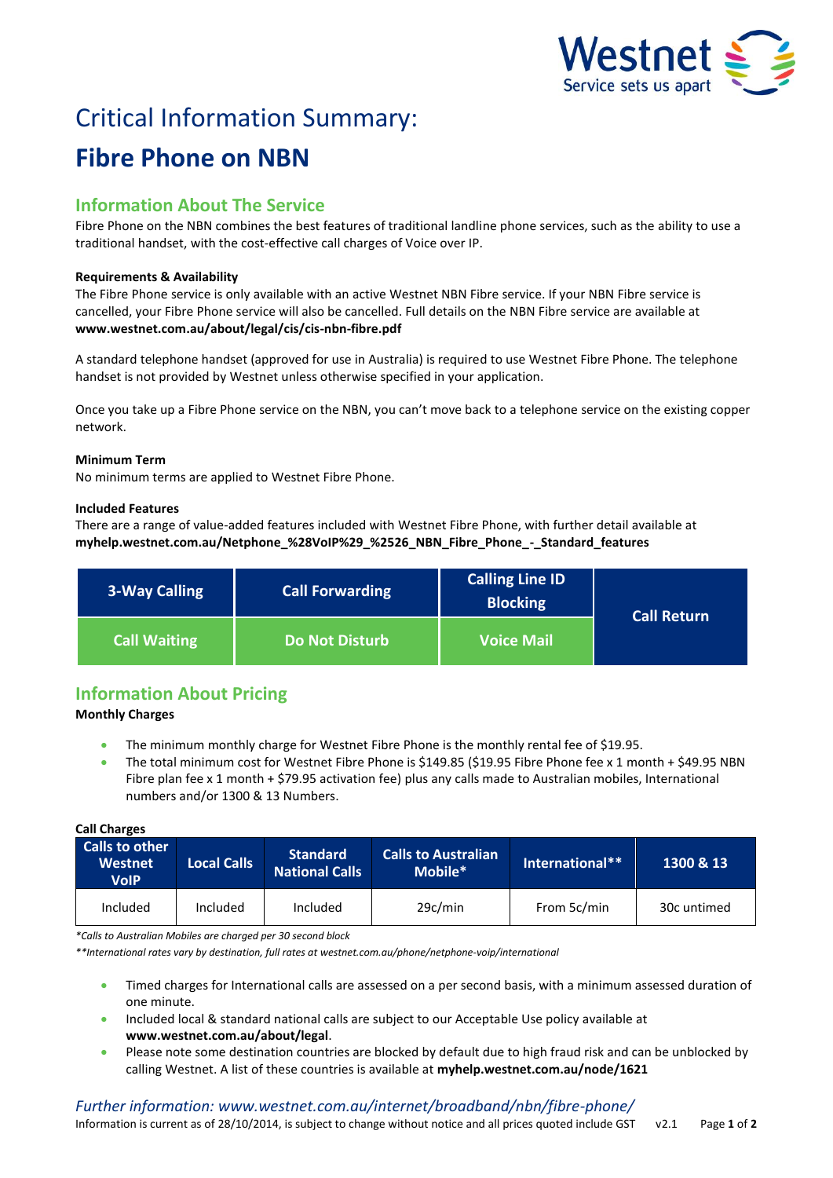Westnet
Service sets us apart

# Critical Information Summary:

# Fibre Phone on NBN

## Information About The Service

Fibre Phone on the NBN combines the best features of traditional landline phone services, such as the ability to use a traditional handset, with the cost-effective call charges of Voice over IP.

**Requirements & Availability**

The Fibre Phone service is only available with an active Westnet NBN Fibre service. If your NBN Fibre service is cancelled, your Fibre Phone service will also be cancelled. Full details on the NBN Fibre service are available at **www.westnet.com.au/about/legal/cis/cis-nbn-fibre.pdf**

A standard telephone handset (approved for use in Australia) is required to use Westnet Fibre Phone. The telephone handset is not provided by Westnet unless otherwise specified in your application.

Once you take up a Fibre Phone service on the NBN, you can't move back to a telephone service on the existing copper network.

**Minimum Term**

No minimum terms are applied to Westnet Fibre Phone.

**Included Features**

There are a range of value-added features included with Westnet Fibre Phone, with further detail available at **myhelp.westnet.com.au/Netphone_%28VoIP%29_%2526_NBN_Fibre_Phone_-_Standard_features**

| | | | |
|---|---|---|---|
| 3-Way Calling | Call Forwarding | Calling Line ID Blocking | Call Return |
| Call Waiting | Do Not Disturb | Voice Mail | |

## Information About Pricing

**Monthly Charges**

- The minimum monthly charge for Westnet Fibre Phone is the monthly rental fee of $19.95.
- The total minimum cost for Westnet Fibre Phone is $149.85 ($19.95 Fibre Phone fee x 1 month + $49.95 NBN Fibre plan fee x 1 month + $79.95 activation fee) plus any calls made to Australian mobiles, International numbers and/or 1300 & 13 Numbers.

**Call Charges**

| Calls to other Westnet VoIP | Local Calls | Standard National Calls | Calls to Australian Mobile* | International** | 1300 & 13 |
|---|---|---|---|---|---|
| Included | Included | Included | 29c/min | From 5c/min | 30c untimed |

*\*Calls to Australian Mobiles are charged per 30 second block*

*\*\*International rates vary by destination, full rates at westnet.com.au/phone/netphone-voip/international*

- Timed charges for International calls are assessed on a per second basis, with a minimum assessed duration of one minute.
- Included local & standard national calls are subject to our Acceptable Use policy available at **www.westnet.com.au/about/legal**.
- Please note some destination countries are blocked by default due to high fraud risk and can be unblocked by calling Westnet. A list of these countries is available at **myhelp.westnet.com.au/node/1621**

*Further information: www.westnet.com.au/internet/broadband/nbn/fibre-phone/*

Information is current as of 28/10/2014, is subject to change without notice and all prices quoted include GST v2.1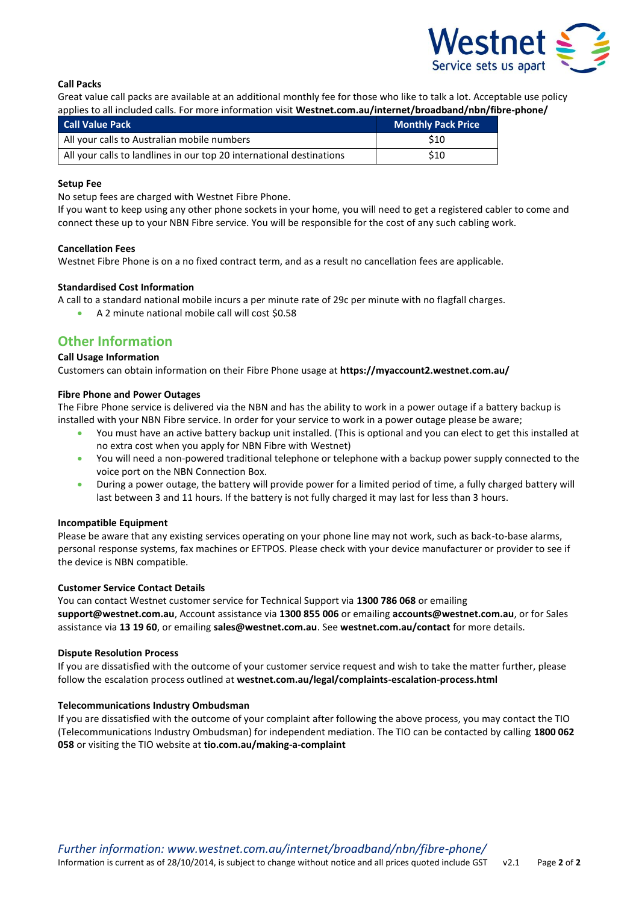### Call Packs

Great value call packs are available at an additional monthly fee for those who like to talk a lot. Acceptable use policy applies to all included calls. For more information visit **Westnet.com.au/internet/broadband/nbn/fibre-phone/**

| Call Value Pack | Monthly Pack Price |
|---|---|
| All your calls to Australian mobile numbers | $10 |
| All your calls to landlines in our top 20 international destinations | $10 |

### Setup Fee

No setup fees are charged with Westnet Fibre Phone.
If you want to keep using any other phone sockets in your home, you will need to get a registered cabler to come and connect these up to your NBN Fibre service. You will be responsible for the cost of any such cabling work.

### Cancellation Fees

Westnet Fibre Phone is on a no fixed contract term, and as a result no cancellation fees are applicable.

### Standardised Cost Information

A call to a standard national mobile incurs a per minute rate of 29c per minute with no flagfall charges.

- A 2 minute national mobile call will cost $0.58

## Other Information

### Call Usage Information

Customers can obtain information on their Fibre Phone usage at **https://myaccount2.westnet.com.au/**

### Fibre Phone and Power Outages

The Fibre Phone service is delivered via the NBN and has the ability to work in a power outage if a battery backup is installed with your NBN Fibre service. In order for your service to work in a power outage please be aware;

- You must have an active battery backup unit installed. (This is optional and you can elect to get this installed at no extra cost when you apply for NBN Fibre with Westnet)
- You will need a non-powered traditional telephone or telephone with a backup power supply connected to the voice port on the NBN Connection Box.
- During a power outage, the battery will provide power for a limited period of time, a fully charged battery will last between 3 and 11 hours. If the battery is not fully charged it may last for less than 3 hours.

### Incompatible Equipment

Please be aware that any existing services operating on your phone line may not work, such as back-to-base alarms, personal response systems, fax machines or EFTPOS. Please check with your device manufacturer or provider to see if the device is NBN compatible.

### Customer Service Contact Details

You can contact Westnet customer service for Technical Support via **1300 786 068** or emailing **support@westnet.com.au**, Account assistance via **1300 855 006** or emailing **accounts@westnet.com.au**, or for Sales assistance via **13 19 60**, or emailing **sales@westnet.com.au**. See **westnet.com.au/contact** for more details.

### Dispute Resolution Process

If you are dissatisfied with the outcome of your customer service request and wish to take the matter further, please follow the escalation process outlined at **westnet.com.au/legal/complaints-escalation-process.html**

### Telecommunications Industry Ombudsman

If you are dissatisfied with the outcome of your complaint after following the above process, you may contact the TIO (Telecommunications Industry Ombudsman) for independent mediation. The TIO can be contacted by calling **1800 062 058** or visiting the TIO website at **tio.com.au/making-a-complaint**

*Further information: www.westnet.com.au/internet/broadband/nbn/fibre-phone/*

Information is current as of 28/10/2014, is subject to change without notice and all prices quoted include GST v2.1